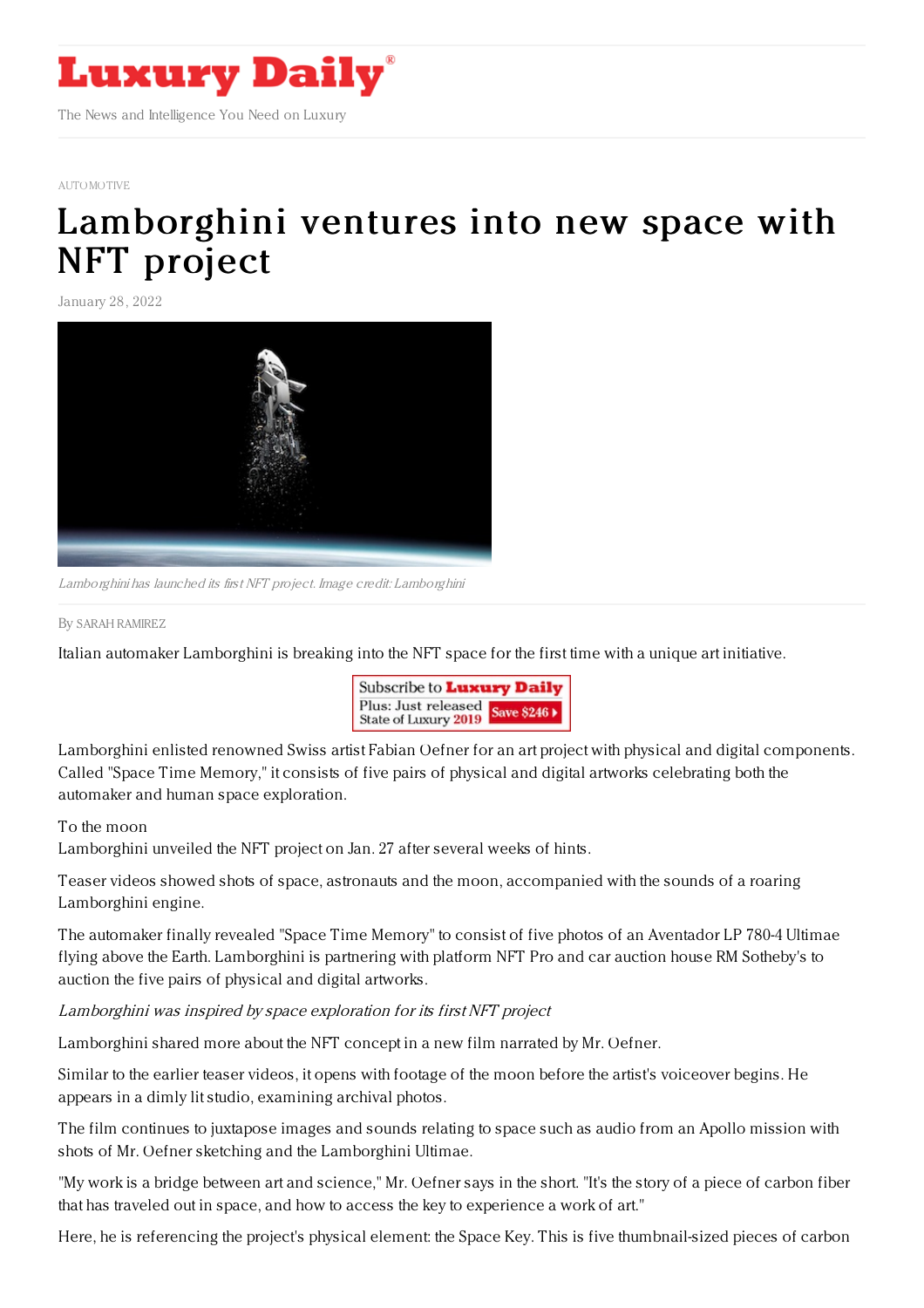AUTOMOTIVE

# Lamborghini ventures into new space with NFT project

January 28, 2022

*Lamborghini has launched its first NFT project. Image credit: Lamborghini*

By SARAH RAMIREZ

Italian automaker Lamborghini is breaking into the NFT space for the first time with a unique art initiative.

Lamborghini enlisted renowned Swiss artist Fabian Oefner for an art project with physical and digital components. Called "Space Time Memory," it consists of five pairs of physical and digital artworks celebrating both the automaker and human space exploration.

To the moon

Lamborghini unveiled the NFT project on Jan. 27 after several weeks of hints.

Teaser videos showed shots of space, astronauts and the moon, accompanied with the sounds of a roaring Lamborghini engine.

The automaker finally revealed "Space Time Memory" to consist of five photos of an Aventador LP 780-4 Ultimae flying above the Earth. Lamborghini is partnering with platform NFT Pro and car auction house RM Sotheby's to auction the five pairs of physical and digital artworks.

*Lamborghini was inspired by space exploration for its first NFT project*

Lamborghini shared more about the NFT concept in a new film narrated by Mr. Oefner.

Similar to the earlier teaser videos, it opens with footage of the moon before the artist's voiceover begins. He appears in a dimly lit studio, examining archival photos.

The film continues to juxtapose images and sounds relating to space such as audio from an Apollo mission with shots of Mr. Oefner sketching and the Lamborghini Ultimae.

"My work is a bridge between art and science," Mr. Oefner says in the short. "It's the story of a piece of carbon fiber that has traveled out in space, and how to access the key to experience a work of art."

Here, he is referencing the project's physical element: the Space Key. This is five thumbnail-sized pieces of carbon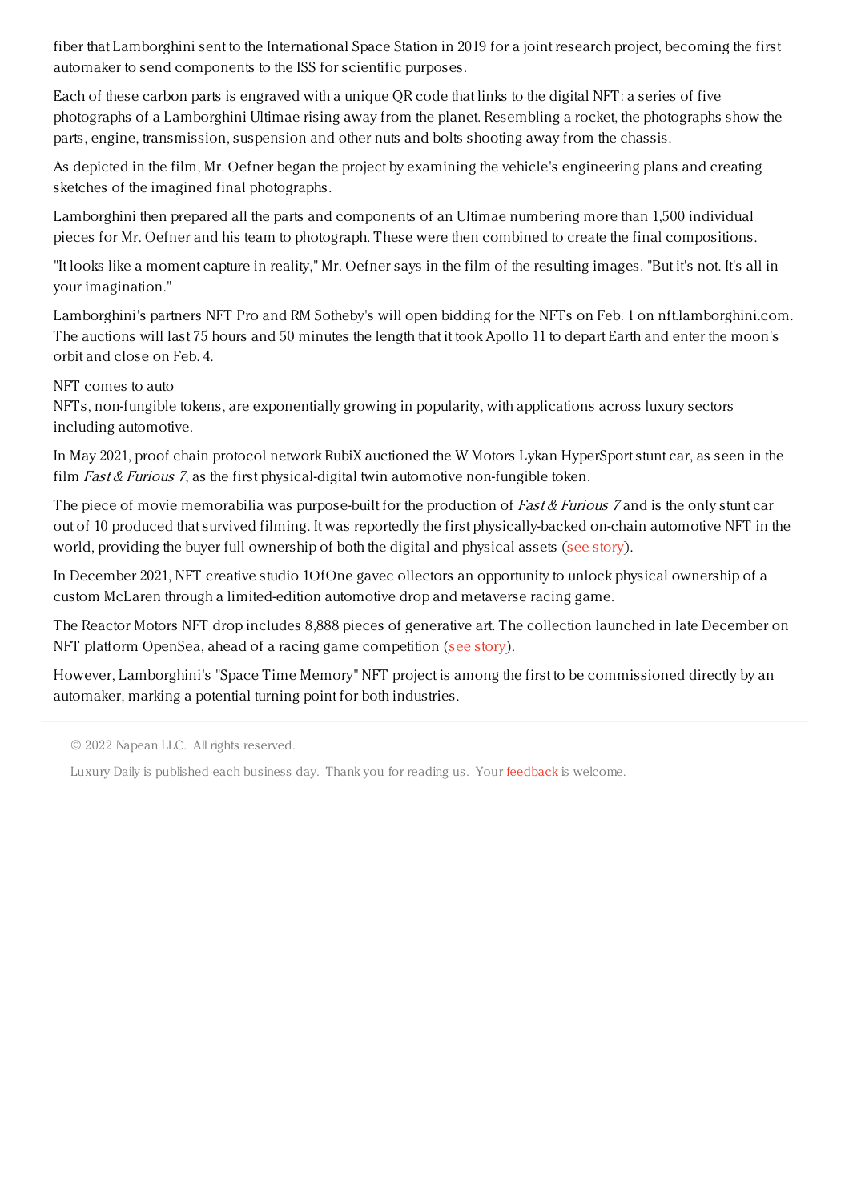fiber that Lamborghini sent to the International Space Station in 2019 for a joint research project, becoming the first automaker to send components to the ISS for scientific purposes.

Each of these carbon parts is engraved with a unique QR code that links to the digital NFT: a series of five photographs of a Lamborghini Ultimae rising away from the planet. Resembling a rocket, the photographs show the parts, engine, transmission, suspension and other nuts and bolts shooting away from the chassis.

As depicted in the film, Mr. Oefner began the project by examining the vehicle's engineering plans and creating sketches of the imagined final photographs.

Lamborghini then prepared all the parts and components of an Ultimae numbering more than 1,500 individual pieces for Mr. Oefner and his team to photograph. These were then combined to create the final compositions.

"It looks like a moment capture in reality," Mr. Oefner says in the film of the resulting images. "But it's not. It's all in your imagination."

Lamborghini's partners NFT Pro and RM Sotheby's will open bidding for the NFTs on Feb. 1 on nft.lamborghini.com. The auctions will last 75 hours and 50 minutes the length that it took Apollo 11 to depart Earth and enter the moon's orbit and close on Feb. 4.

NFT comes to auto

NFTs, non-fungible tokens, are exponentially growing in popularity, with applications across luxury sectors including automotive.

In May 2021, proof chain protocol network RubiX auctioned the W Motors Lykan HyperSport stunt car, as seen in the film *Fast & Furious 7*, as the first physical-digital twin automotive non-fungible token.

The piece of movie memorabilia was purpose-built for the production of *Fast & Furious 7* and is the only stunt car out of 10 produced that survived filming. It was reportedly the first physically-backed on-chain automotive NFT in the world, providing the buyer full ownership of both the digital and physical assets (see story).

In December 2021, NFT creative studio 1OfOne gavec ollectors an opportunity to unlock physical ownership of a custom McLaren through a limited-edition automotive drop and metaverse racing game.

The Reactor Motors NFT drop includes 8,888 pieces of generative art. The collection launched in late December on NFT platform OpenSea, ahead of a racing game competition (see story).

However, Lamborghini's "Space Time Memory" NFT project is among the first to be commissioned directly by an automaker, marking a potential turning point for both industries.

© 2022 Napean LLC. All rights reserved.

Luxury Daily is published each business day. Thank you for reading us. Your feedback is welcome.